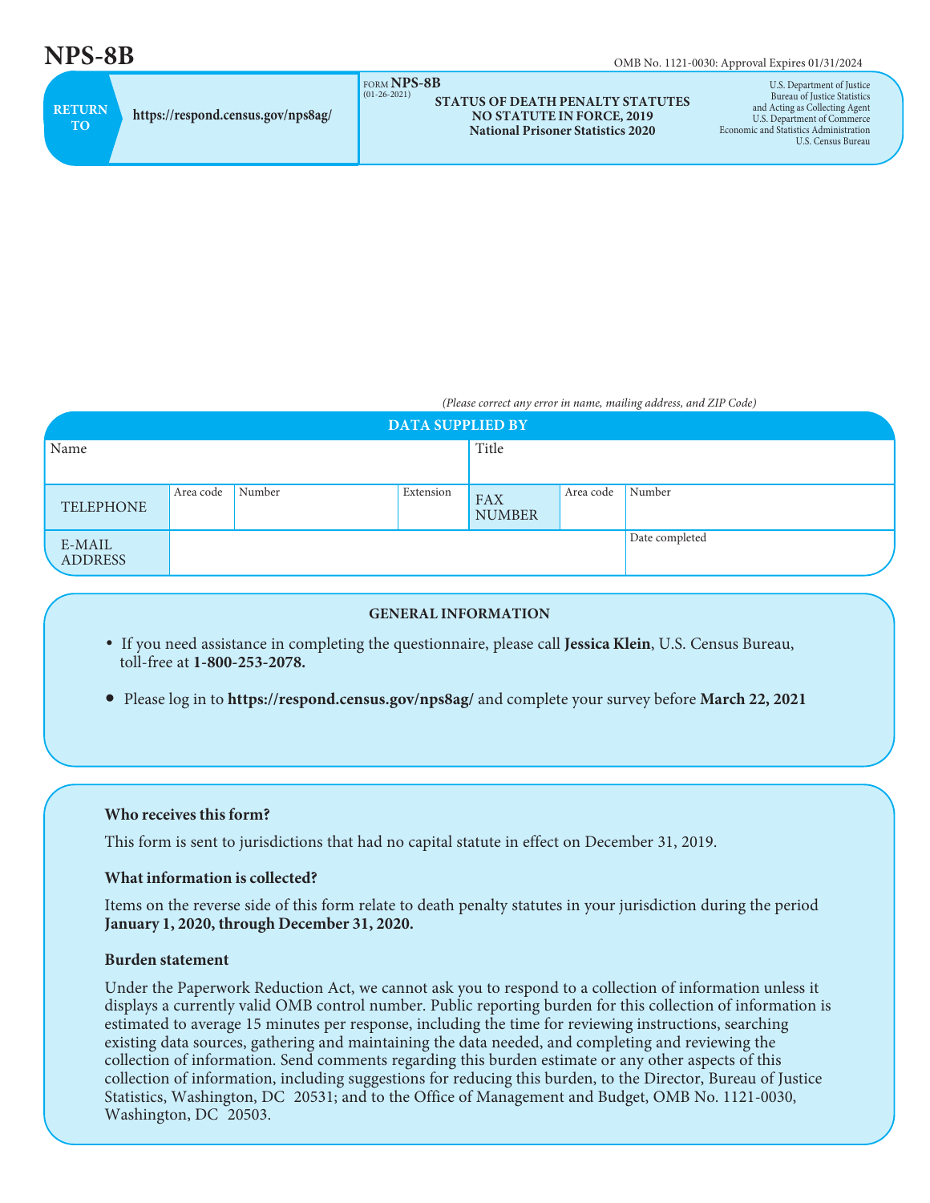# NPS-8B

OMB No. 1121-0030: Approval Expires 01/31/2024

**RETURN TO** https://respond.census.gov/nps8ag/

FORM **NPS-8B**
(01-26-2021)

**STATUS OF DEATH PENALTY STATUTES**
**NO STATUTE IN FORCE, 2019**
**National Prisoner Statistics 2020**

U.S. Department of Justice
Bureau of Justice Statistics
and Acting as Collecting Agent
U.S. Department of Commerce
Economic and Statistics Administration
U.S. Census Bureau

*(Please correct any error in name, mailing address, and ZIP Code)*

## DATA SUPPLIED BY

| Name | | | | Title | | |
|---|---|---|---|---|---|---|
| TELEPHONE | Area code | Number | Extension | FAX NUMBER | Area code | Number |
| E-MAIL ADDRESS | | | | | | Date completed |

## GENERAL INFORMATION

- If you need assistance in completing the questionnaire, please call **Jessica Klein**, U.S. Census Bureau, toll-free at **1-800-253-2078.**
- Please log in to **https://respond.census.gov/nps8ag/** and complete your survey before **March 22, 2021**

**Who receives this form?**

This form is sent to jurisdictions that had no capital statute in effect on December 31, 2019.

**What information is collected?**

Items on the reverse side of this form relate to death penalty statutes in your jurisdiction during the period **January 1, 2020, through December 31, 2020.**

**Burden statement**

Under the Paperwork Reduction Act, we cannot ask you to respond to a collection of information unless it displays a currently valid OMB control number. Public reporting burden for this collection of information is estimated to average 15 minutes per response, including the time for reviewing instructions, searching existing data sources, gathering and maintaining the data needed, and completing and reviewing the collection of information. Send comments regarding this burden estimate or any other aspects of this collection of information, including suggestions for reducing this burden, to the Director, Bureau of Justice Statistics, Washington, DC 20531; and to the Office of Management and Budget, OMB No. 1121-0030, Washington, DC 20503.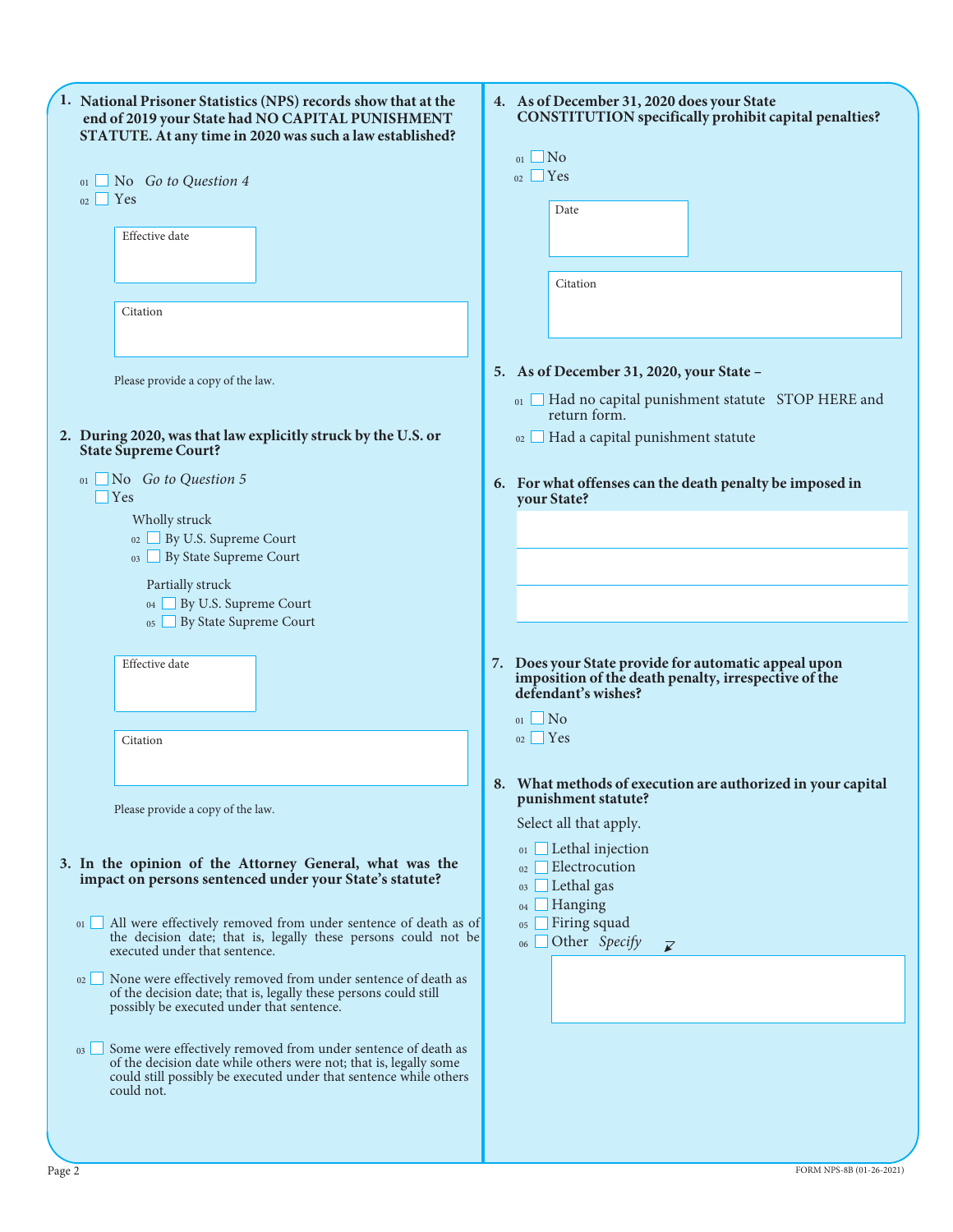**1. National Prisoner Statistics (NPS) records show that at the end of 2019 your State had NO CAPITAL PUNISHMENT STATUTE. At any time in 2020 was such a law established?**

01 ☐ No *Go to Question 4*
02 ☐ Yes

Effective date

Citation

Please provide a copy of the law.

**2. During 2020, was that law explicitly struck by the U.S. or State Supreme Court?**

01 ☐ No *Go to Question 5*
☐ Yes

Wholly struck
02 ☐ By U.S. Supreme Court
03 ☐ By State Supreme Court

Partially struck
04 ☐ By U.S. Supreme Court
05 ☐ By State Supreme Court

Effective date

Citation

Please provide a copy of the law.

**3. In the opinion of the Attorney General, what was the impact on persons sentenced under your State's statute?**

01 ☐ All were effectively removed from under sentence of death as of the decision date; that is, legally these persons could not be executed under that sentence.

02 ☐ None were effectively removed from under sentence of death as of the decision date; that is, legally these persons could still possibly be executed under that sentence.

03 ☐ Some were effectively removed from under sentence of death as of the decision date while others were not; that is, legally some could still possibly be executed under that sentence while others could not.

**4. As of December 31, 2020 does your State CONSTITUTION specifically prohibit capital penalties?**

01 ☐ No
02 ☐ Yes

Date

Citation

**5. As of December 31, 2020, your State –**

01 ☐ Had no capital punishment statute STOP HERE and return form.
02 ☐ Had a capital punishment statute

**6. For what offenses can the death penalty be imposed in your State?**

**7. Does your State provide for automatic appeal upon imposition of the death penalty, irrespective of the defendant's wishes?**

01 ☐ No
02 ☐ Yes

**8. What methods of execution are authorized in your capital punishment statute?**

Select all that apply.

01 ☐ Lethal injection
02 ☐ Electrocution
03 ☐ Lethal gas
04 ☐ Hanging
05 ☐ Firing squad
06 ☐ Other *Specify*

FORM NPS-8B (01-26-2021)